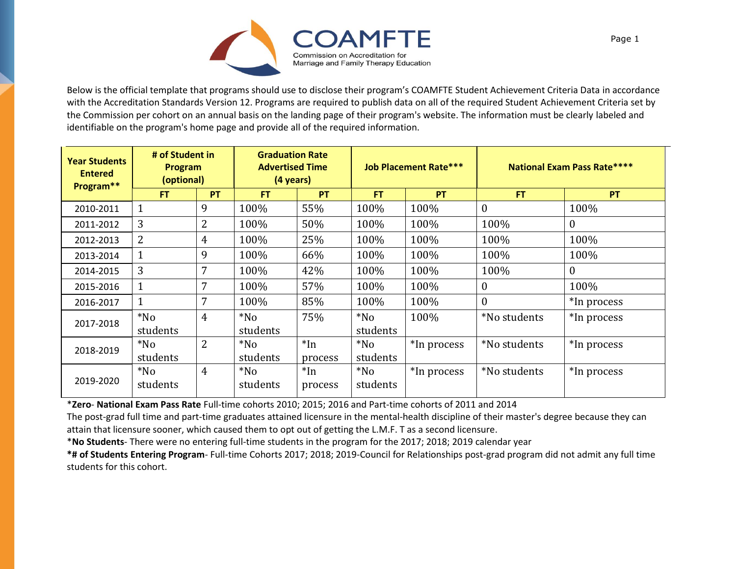COAMFTE

Commission on Accreditation for Marriage and Family Therapy Education

Below is the official template that programs should use to disclose their program's COAMFTE Student Achievement Criteria Data in accordance with the Accreditation Standards Version 12. Programs are required to publish data on all of the required Student Achievement Criteria set by the Commission per cohort on an annual basis on the landing page of their program's website. The information must be clearly labeled and identifiable on the program's home page and provide all of the required information.

| Year Students Entered Program** | # of Student in Program (optional) | | Graduation Rate Advertised Time (4 years) | | Job Placement Rate*** | | National Exam Pass Rate**** | |
|---|---|---|---|---|---|---|---|---|
| | FT | PT | FT | PT | FT | PT | FT | PT |
| 2010-2011 | 1 | 9 | 100% | 55% | 100% | 100% | 0 | 100% |
| 2011-2012 | 3 | 2 | 100% | 50% | 100% | 100% | 100% | 0 |
| 2012-2013 | 2 | 4 | 100% | 25% | 100% | 100% | 100% | 100% |
| 2013-2014 | 1 | 9 | 100% | 66% | 100% | 100% | 100% | 100% |
| 2014-2015 | 3 | 7 | 100% | 42% | 100% | 100% | 100% | 0 |
| 2015-2016 | 1 | 7 | 100% | 57% | 100% | 100% | 0 | 100% |
| 2016-2017 | 1 | 7 | 100% | 85% | 100% | 100% | 0 | *In process |
| 2017-2018 | *No students | 4 | *No students | 75% | *No students | 100% | *No students | *In process |
| 2018-2019 | *No students | 2 | *No students | *In process | *No students | *In process | *No students | *In process |
| 2019-2020 | *No students | 4 | *No students | *In process | *No students | *In process | *No students | *In process |

***Zero**- **National Exam Pass Rate** Full-time cohorts 2010; 2015; 2016 and Part-time cohorts of 2011 and 2014
The post-grad full time and part-time graduates attained licensure in the mental-health discipline of their master's degree because they can attain that licensure sooner, which caused them to opt out of getting the L.M.F. T as a second licensure.

***No Students**- There were no entering full-time students in the program for the 2017; 2018; 2019 calendar year

***# of Students Entering Program**- Full-time Cohorts 2017; 2018; 2019-Council for Relationships post-grad program did not admit any full time students for this cohort.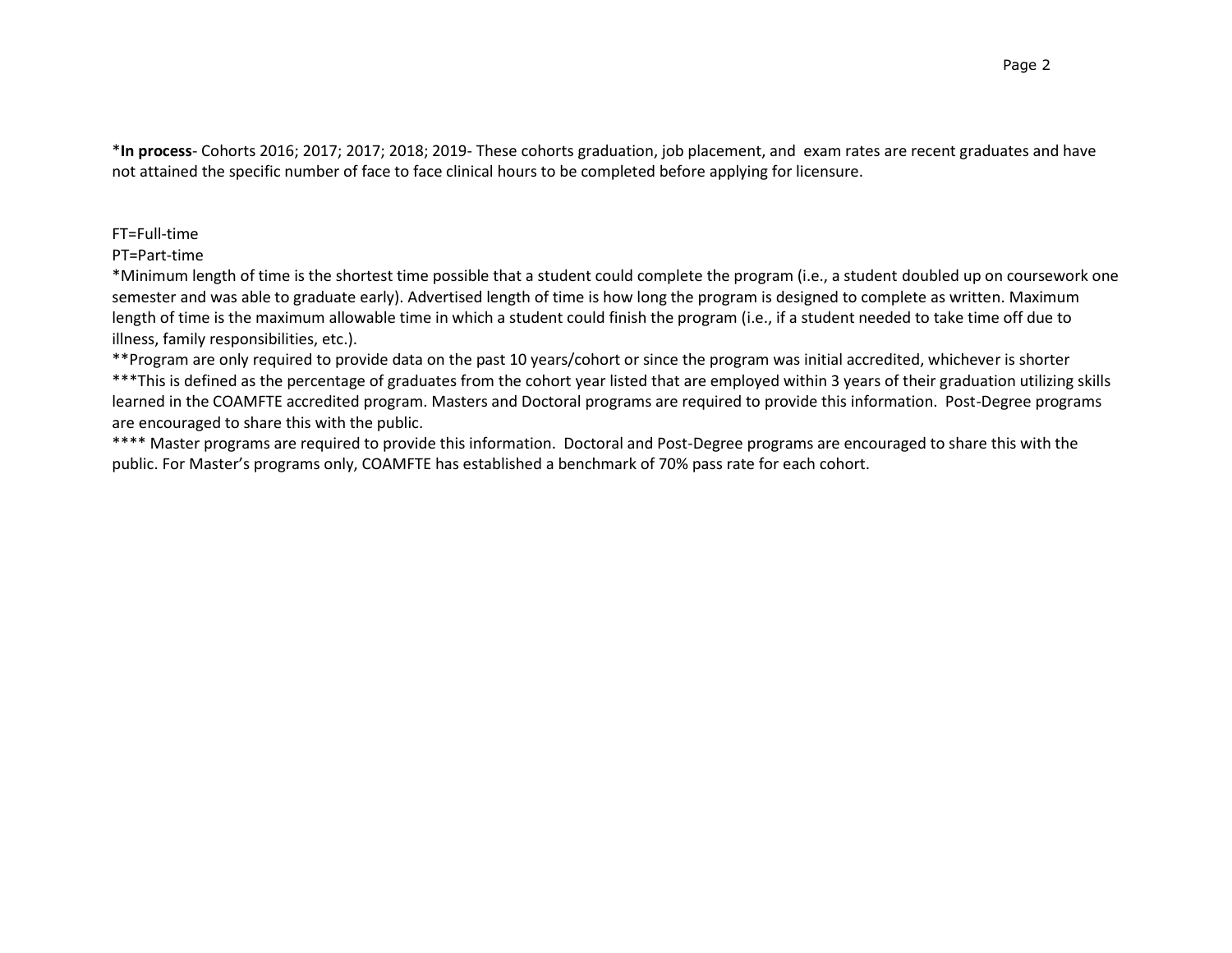*__In process__- Cohorts 2016; 2017; 2017; 2018; 2019- These cohorts graduation, job placement, and  exam rates are recent graduates and have not attained the specific number of face to face clinical hours to be completed before applying for licensure.

FT=Full-time
PT=Part-time
*Minimum length of time is the shortest time possible that a student could complete the program (i.e., a student doubled up on coursework one semester and was able to graduate early). Advertised length of time is how long the program is designed to complete as written. Maximum length of time is the maximum allowable time in which a student could finish the program (i.e., if a student needed to take time off due to illness, family responsibilities, etc.).
**Program are only required to provide data on the past 10 years/cohort or since the program was initial accredited, whichever is shorter
***This is defined as the percentage of graduates from the cohort year listed that are employed within 3 years of their graduation utilizing skills learned in the COAMFTE accredited program. Masters and Doctoral programs are required to provide this information.  Post-Degree programs are encouraged to share this with the public.
**** Master programs are required to provide this information.  Doctoral and Post-Degree programs are encouraged to share this with the public. For Master's programs only, COAMFTE has established a benchmark of 70% pass rate for each cohort.